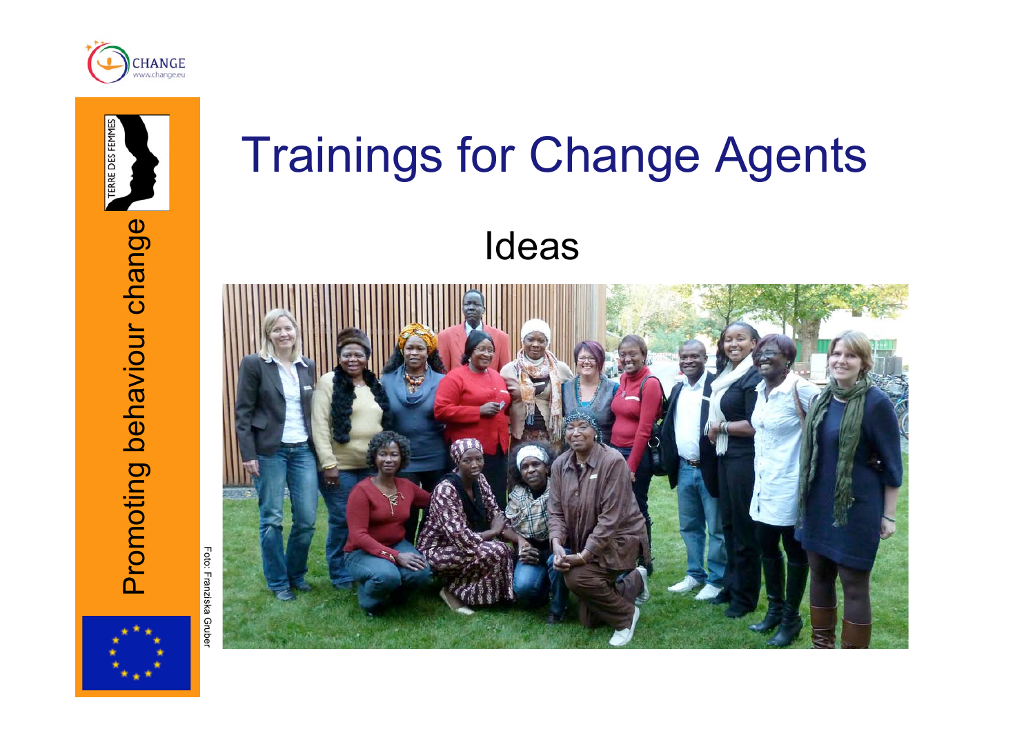# Trainings for Change Agents

## Ideas

Promoting behaviour change

Foto: Franziska Gruber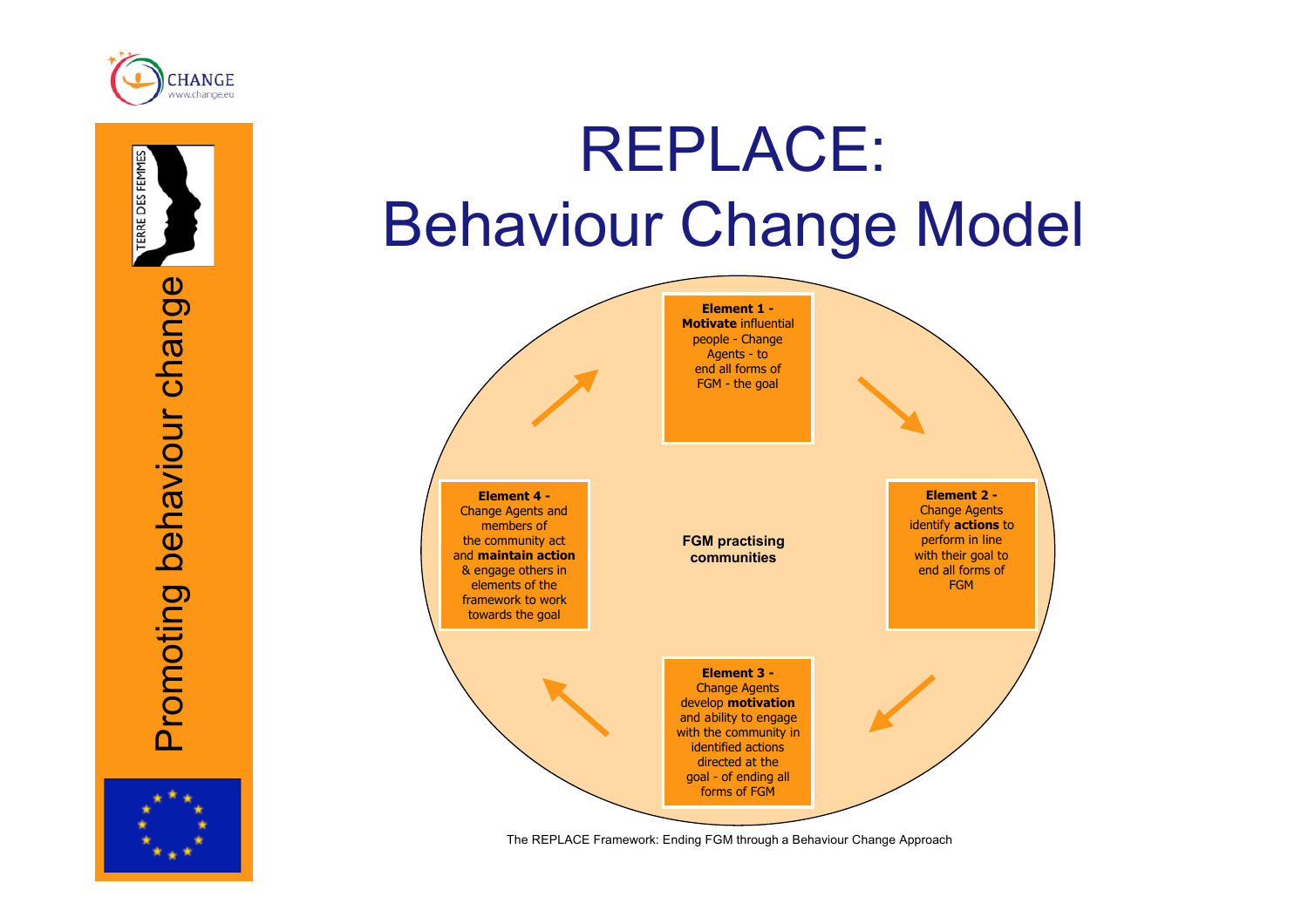# REPLACE: Behaviour Change Model

Promoting behaviour change

**FGM practising communities**

**Element 1 - Motivate** influential people - Change Agents - to end all forms of FGM - the goal

**Element 2 -** Change Agents identify **actions** to perform in line with their goal to end all forms of FGM

**Element 3 -** Change Agents develop **motivation** and ability to engage with the community in identified actions directed at the goal - of ending all forms of FGM

**Element 4 -** Change Agents and members of the community act and **maintain action** & engage others in elements of the framework to work towards the goal

The REPLACE Framework: Ending FGM through a Behaviour Change Approach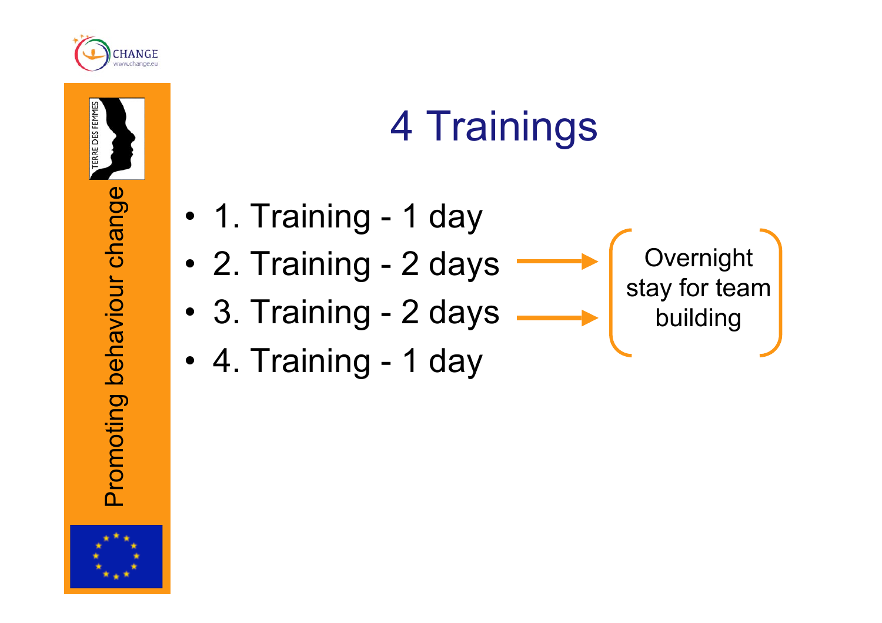# 4 Trainings

- 1. Training - 1 day
- 2. Training - 2 days
- 3. Training - 2 days
- 4. Training - 1 day

Overnight stay for team building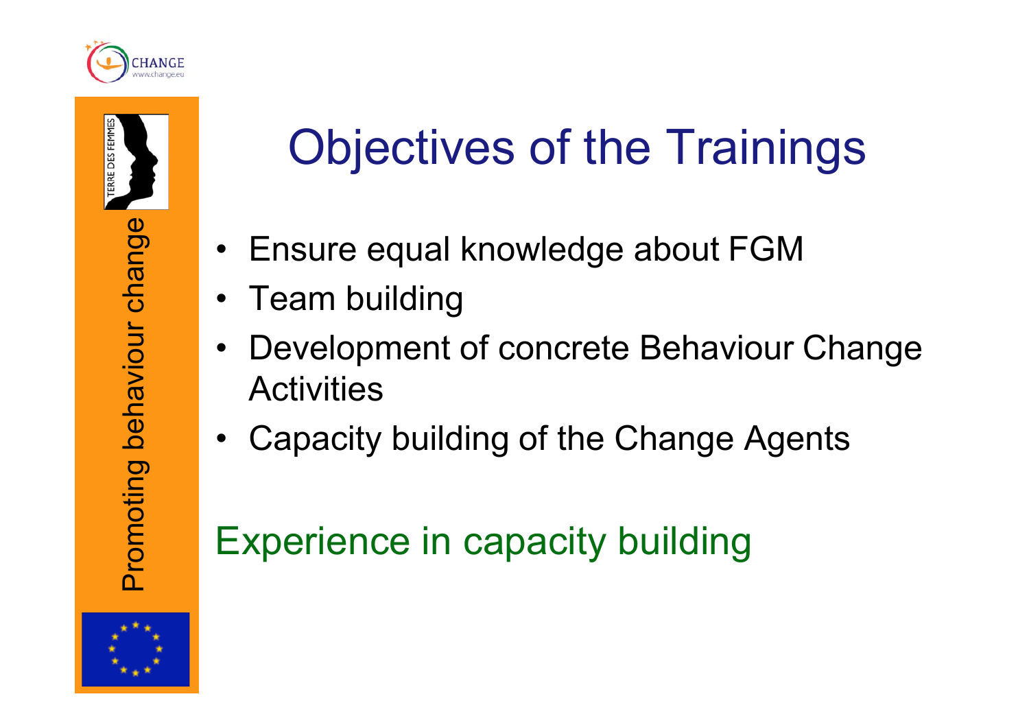# Objectives of the Trainings

- Ensure equal knowledge about FGM
- Team building
- Development of concrete Behaviour Change Activities
- Capacity building of the Change Agents

## Experience in capacity building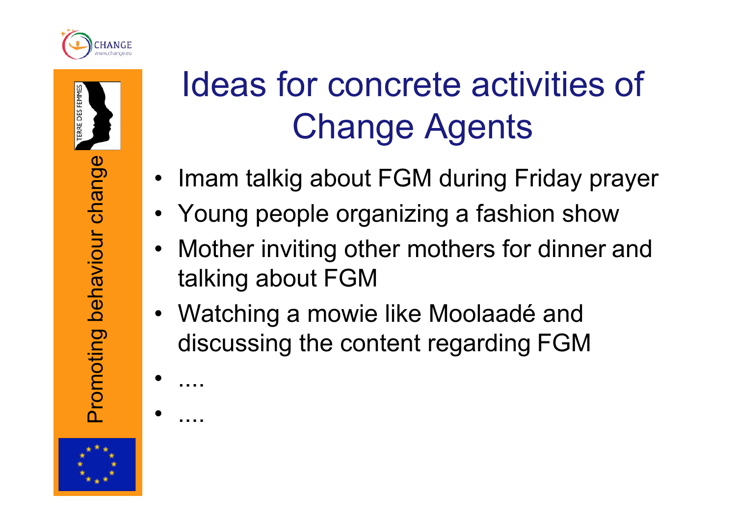# Ideas for concrete activities of Change Agents

- Imam talkig about FGM during Friday prayer
- Young people organizing a fashion show
- Mother inviting other mothers for dinner and talking about FGM
- Watching a mowie like Moolaadé and discussing the content regarding FGM
- ....
- ....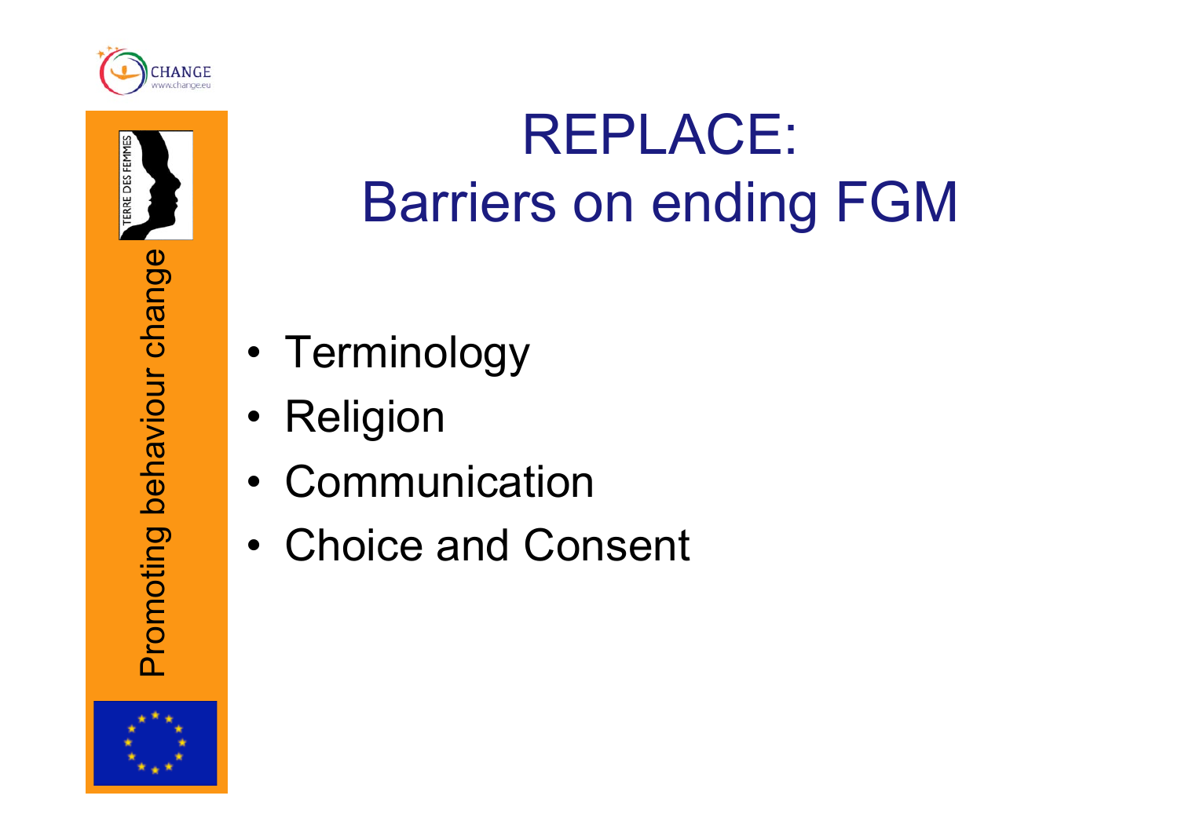# REPLACE: Barriers on ending FGM

- Terminology
- Religion
- Communication
- Choice and Consent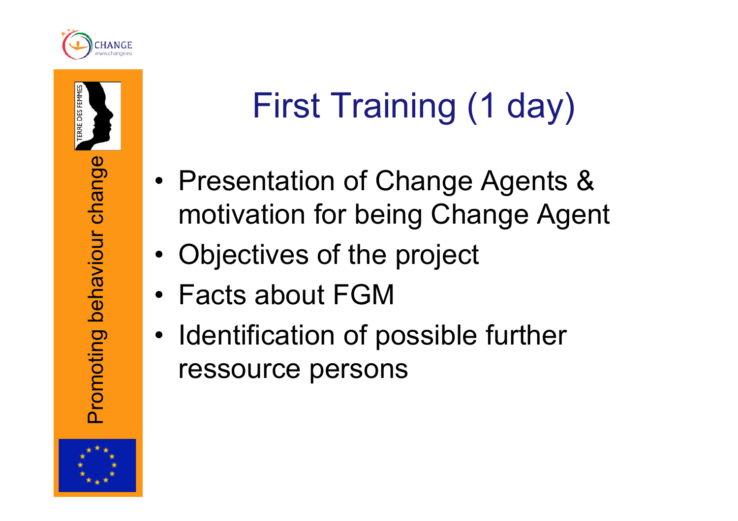# First Training (1 day)

- Presentation of Change Agents & motivation for being Change Agent
- Objectives of the project
- Facts about FGM
- Identification of possible further ressource persons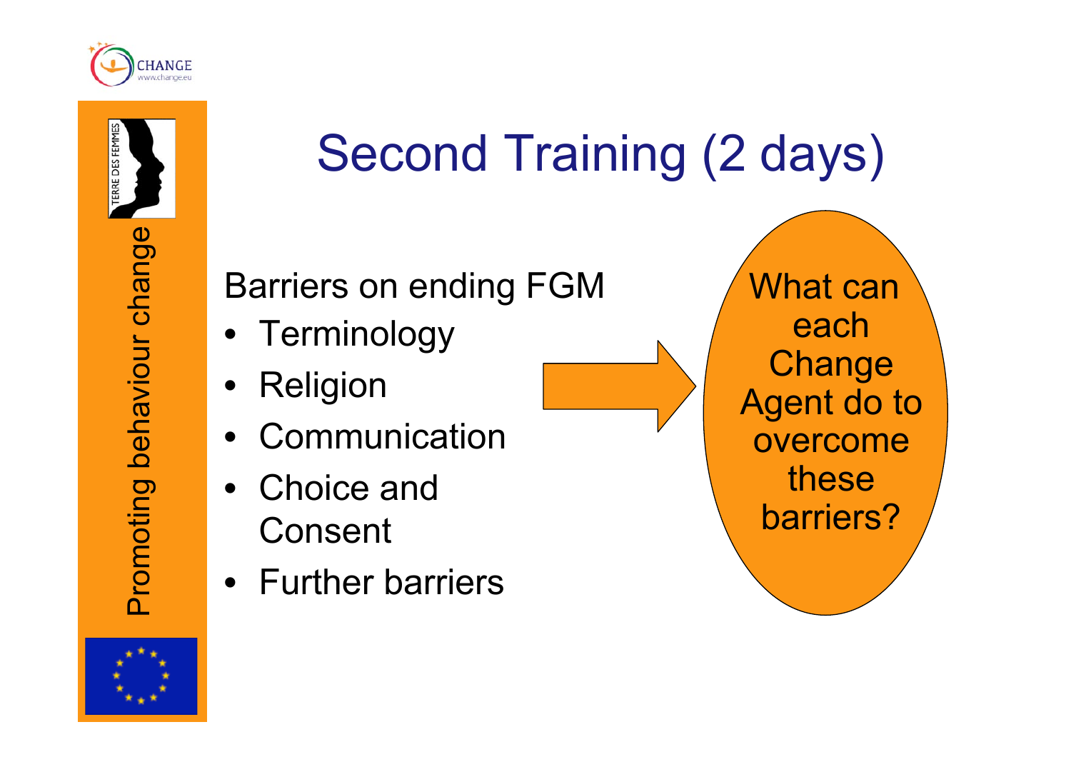# Second Training (2 days)

Barriers on ending FGM

- Terminology
- Religion
- Communication
- Choice and Consent
- Further barriers

What can each Change Agent do to overcome these barriers?

Promoting behaviour change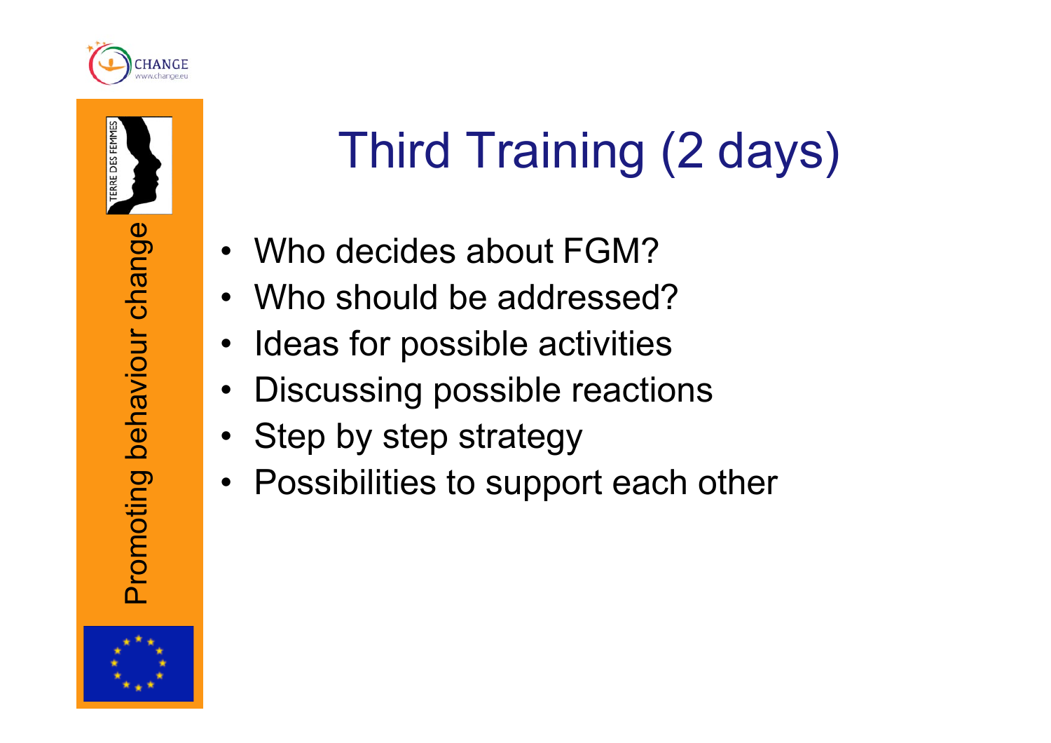# Third Training (2 days)

- Who decides about FGM?
- Who should be addressed?
- Ideas for possible activities
- Discussing possible reactions
- Step by step strategy
- Possibilities to support each other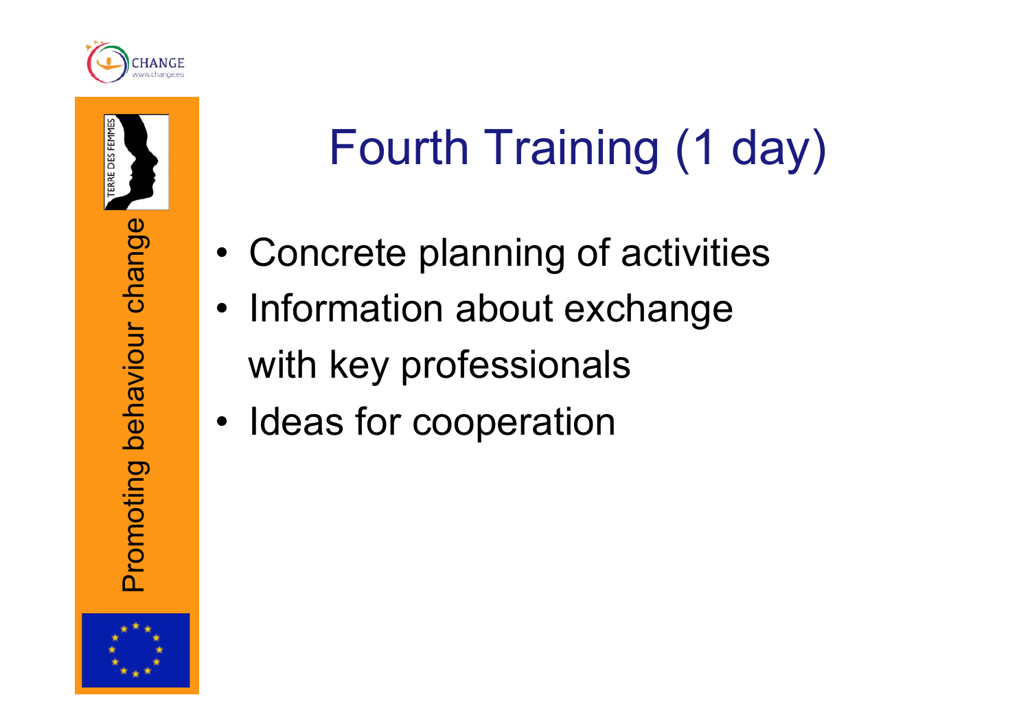# Fourth Training (1 day)

- Concrete planning of activities
- Information about exchange with key professionals
- Ideas for cooperation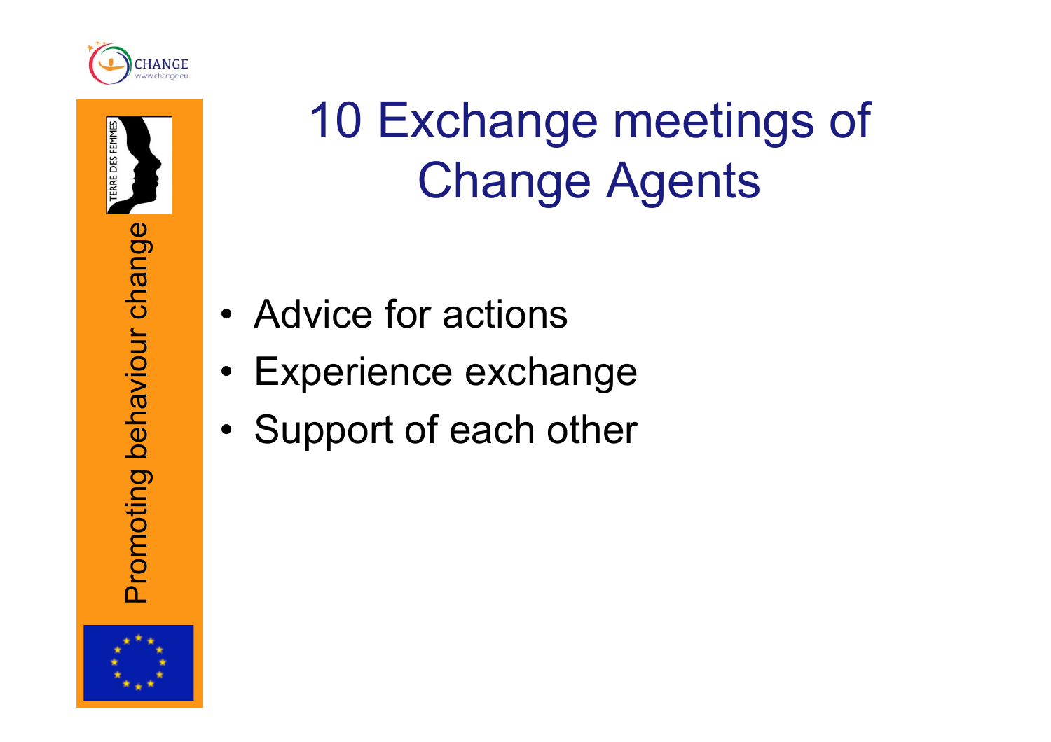# 10 Exchange meetings of Change Agents

- Advice for actions
- Experience exchange
- Support of each other